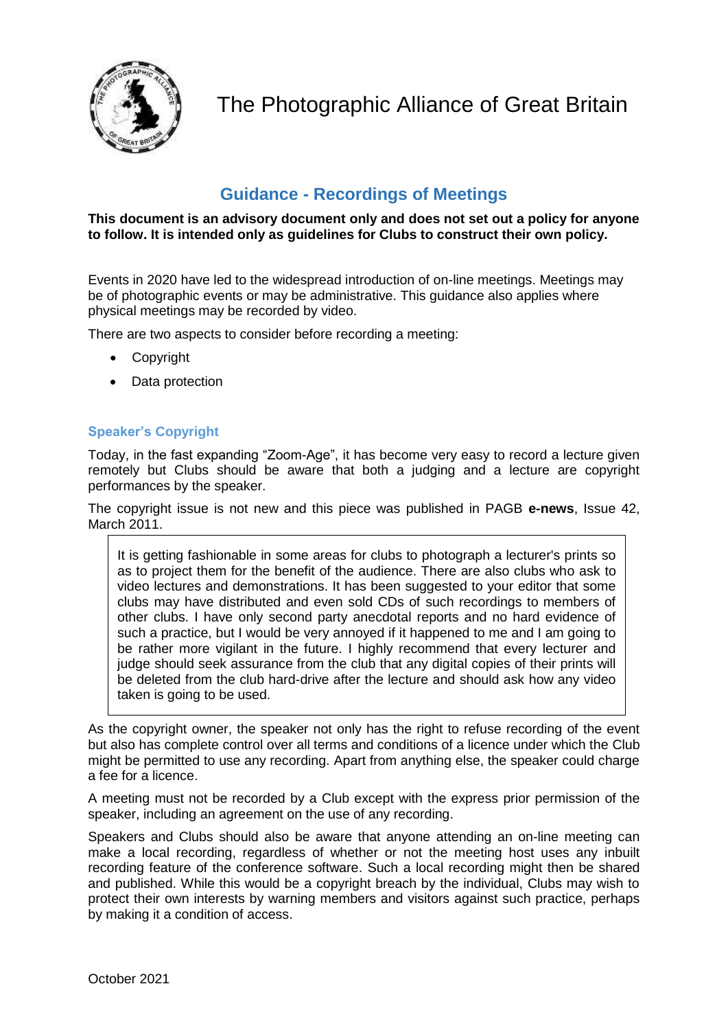# The Photographic Alliance of Great Britain

## Guidance - Recordings of Meetings

**This document is an advisory document only and does not set out a policy for anyone to follow. It is intended only as guidelines for Clubs to construct their own policy.**

Events in 2020 have led to the widespread introduction of on-line meetings. Meetings may be of photographic events or may be administrative. This guidance also applies where physical meetings may be recorded by video.

There are two aspects to consider before recording a meeting:

- Copyright
- Data protection

### Speaker's Copyright

Today, in the fast expanding "Zoom-Age", it has become very easy to record a lecture given remotely but Clubs should be aware that both a judging and a lecture are copyright performances by the speaker.

The copyright issue is not new and this piece was published in PAGB **e-news**, Issue 42, March 2011.

> It is getting fashionable in some areas for clubs to photograph a lecturer's prints so as to project them for the benefit of the audience. There are also clubs who ask to video lectures and demonstrations. It has been suggested to your editor that some clubs may have distributed and even sold CDs of such recordings to members of other clubs. I have only second party anecdotal reports and no hard evidence of such a practice, but I would be very annoyed if it happened to me and I am going to be rather more vigilant in the future. I highly recommend that every lecturer and judge should seek assurance from the club that any digital copies of their prints will be deleted from the club hard-drive after the lecture and should ask how any video taken is going to be used.

As the copyright owner, the speaker not only has the right to refuse recording of the event but also has complete control over all terms and conditions of a licence under which the Club might be permitted to use any recording. Apart from anything else, the speaker could charge a fee for a licence.

A meeting must not be recorded by a Club except with the express prior permission of the speaker, including an agreement on the use of any recording.

Speakers and Clubs should also be aware that anyone attending an on-line meeting can make a local recording, regardless of whether or not the meeting host uses any inbuilt recording feature of the conference software. Such a local recording might then be shared and published. While this would be a copyright breach by the individual, Clubs may wish to protect their own interests by warning members and visitors against such practice, perhaps by making it a condition of access.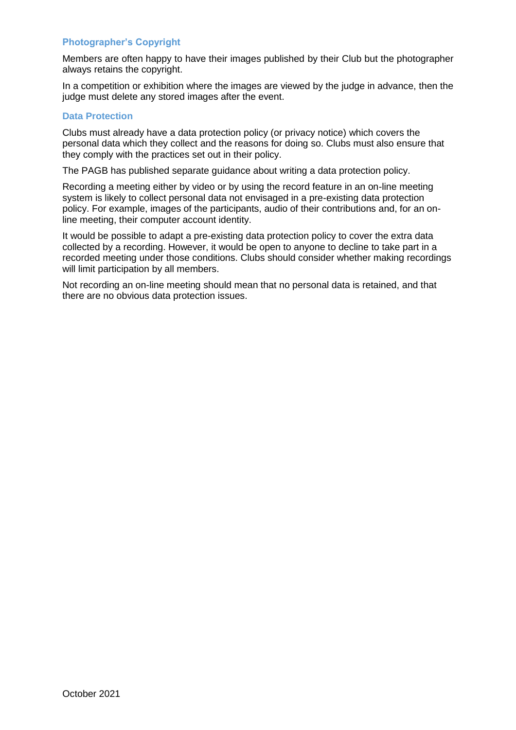### Photographer's Copyright

Members are often happy to have their images published by their Club but the photographer always retains the copyright.

In a competition or exhibition where the images are viewed by the judge in advance, then the judge must delete any stored images after the event.

### Data Protection

Clubs must already have a data protection policy (or privacy notice) which covers the personal data which they collect and the reasons for doing so. Clubs must also ensure that they comply with the practices set out in their policy.

The PAGB has published separate guidance about writing a data protection policy.

Recording a meeting either by video or by using the record feature in an on-line meeting system is likely to collect personal data not envisaged in a pre-existing data protection policy. For example, images of the participants, audio of their contributions and, for an on-line meeting, their computer account identity.

It would be possible to adapt a pre-existing data protection policy to cover the extra data collected by a recording. However, it would be open to anyone to decline to take part in a recorded meeting under those conditions. Clubs should consider whether making recordings will limit participation by all members.

Not recording an on-line meeting should mean that no personal data is retained, and that there are no obvious data protection issues.

October 2021